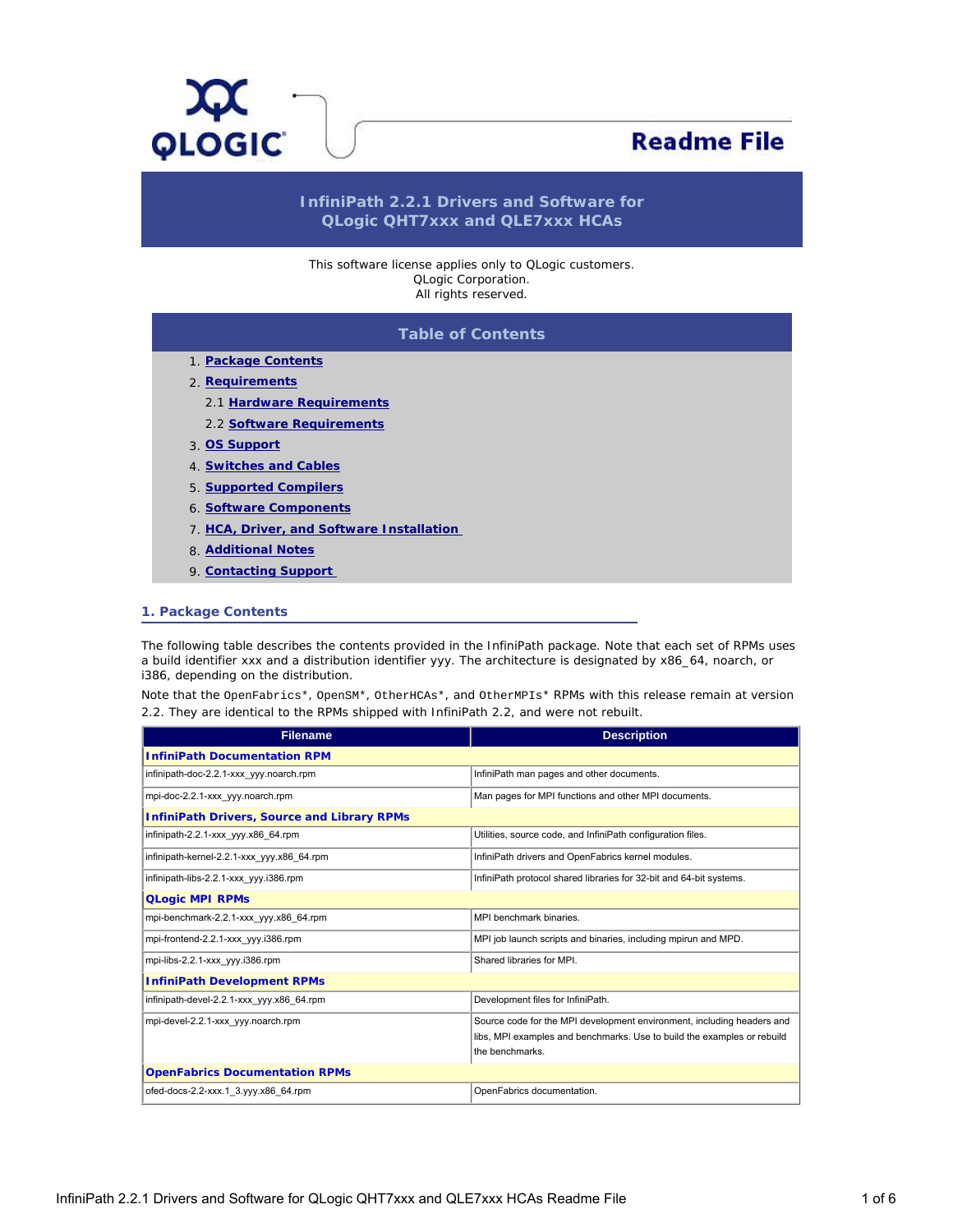# Readme File

## InfiniPath 2.2.1 Drivers and Software for QLogic QHT7xxx and QLE7xxx HCAs

This software license applies only to QLogic customers.
QLogic Corporation.
All rights reserved.

## Table of Contents

1. Package Contents
2. Requirements
   - 2.1 Hardware Requirements
   - 2.2 Software Requirements
3. OS Support
4. Switches and Cables
5. Supported Compilers
6. Software Components
7. HCA, Driver, and Software Installation
8. Additional Notes
9. Contacting Support

## 1. Package Contents

The following table describes the contents provided in the InfiniPath package. Note that each set of RPMs uses a build identifier xxx and a distribution identifier yyy. The architecture is designated by x86_64, noarch, or i386, depending on the distribution.

Note that the `OpenFabrics*`, `OpenSM*`, `OtherHCAs*`, and `OtherMPIs*` RPMs with this release remain at version 2.2. They are identical to the RPMs shipped with InfiniPath 2.2, and were not rebuilt.

| Filename | Description |
|---|---|
| **InfiniPath Documentation RPM** | |
| infinipath-doc-2.2.1-xxx_yyy.noarch.rpm | InfiniPath man pages and other documents. |
| mpi-doc-2.2.1-xxx_yyy.noarch.rpm | Man pages for MPI functions and other MPI documents. |
| **InfiniPath Drivers, Source and Library RPMs** | |
| infinipath-2.2.1-xxx_yyy.x86_64.rpm | Utilities, source code, and InfiniPath configuration files. |
| infinipath-kernel-2.2.1-xxx_yyy.x86_64.rpm | InfiniPath drivers and OpenFabrics kernel modules. |
| infinipath-libs-2.2.1-xxx_yyy.i386.rpm | InfiniPath protocol shared libraries for 32-bit and 64-bit systems. |
| **QLogic MPI RPMs** | |
| mpi-benchmark-2.2.1-xxx_yyy.x86_64.rpm | MPI benchmark binaries. |
| mpi-frontend-2.2.1-xxx_yyy.i386.rpm | MPI job launch scripts and binaries, including mpirun and MPD. |
| mpi-libs-2.2.1-xxx_yyy.i386.rpm | Shared libraries for MPI. |
| **InfiniPath Development RPMs** | |
| infinipath-devel-2.2.1-xxx_yyy.x86_64.rpm | Development files for InfiniPath. |
| mpi-devel-2.2.1-xxx_yyy.noarch.rpm | Source code for the MPI development environment, including headers and libs, MPI examples and benchmarks. Use to build the examples or rebuild the benchmarks. |
| **OpenFabrics Documentation RPMs** | |
| ofed-docs-2.2-xxx.1_3.yyy.x86_64.rpm | OpenFabrics documentation. |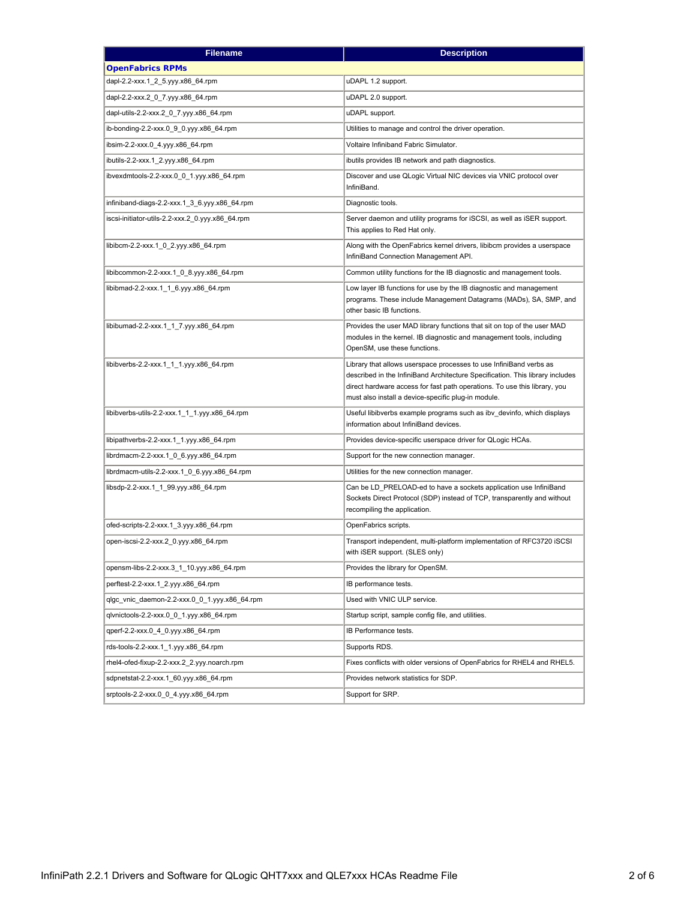| Filename | Description |
| --- | --- |
| **OpenFabrics RPMs** | |
| dapl-2.2-xxx.1_2_5.yyy.x86_64.rpm | uDAPL 1.2 support. |
| dapl-2.2-xxx.2_0_7.yyy.x86_64.rpm | uDAPL 2.0 support. |
| dapl-utils-2.2-xxx.2_0_7.yyy.x86_64.rpm | uDAPL support. |
| ib-bonding-2.2-xxx.0_9_0.yyy.x86_64.rpm | Utilities to manage and control the driver operation. |
| ibsim-2.2-xxx.0_4.yyy.x86_64.rpm | Voltaire Infiniband Fabric Simulator. |
| ibutils-2.2-xxx.1_2.yyy.x86_64.rpm | ibutils provides IB network and path diagnostics. |
| ibvexdmtools-2.2-xxx.0_0_1.yyy.x86_64.rpm | Discover and use QLogic Virtual NIC devices via VNIC protocol over InfiniBand. |
| infiniband-diags-2.2-xxx.1_3_6.yyy.x86_64.rpm | Diagnostic tools. |
| iscsi-initiator-utils-2.2-xxx.2_0.yyy.x86_64.rpm | Server daemon and utility programs for iSCSI, as well as iSER support. This applies to Red Hat only. |
| libibcm-2.2-xxx.1_0_2.yyy.x86_64.rpm | Along with the OpenFabrics kernel drivers, libibcm provides a userspace InfiniBand Connection Management API. |
| libibcommon-2.2-xxx.1_0_8.yyy.x86_64.rpm | Common utility functions for the IB diagnostic and management tools. |
| libibmad-2.2-xxx.1_1_6.yyy.x86_64.rpm | Low layer IB functions for use by the IB diagnostic and management programs. These include Management Datagrams (MADs), SA, SMP, and other basic IB functions. |
| libibumad-2.2-xxx.1_1_7.yyy.x86_64.rpm | Provides the user MAD library functions that sit on top of the user MAD modules in the kernel. IB diagnostic and management tools, including OpenSM, use these functions. |
| libibverbs-2.2-xxx.1_1_1.yyy.x86_64.rpm | Library that allows userspace processes to use InfiniBand verbs as described in the InfiniBand Architecture Specification. This library includes direct hardware access for fast path operations. To use this library, you must also install a device-specific plug-in module. |
| libibverbs-utils-2.2-xxx.1_1_1.yyy.x86_64.rpm | Useful libibverbs example programs such as ibv_devinfo, which displays information about InfiniBand devices. |
| libipathverbs-2.2-xxx.1_1.yyy.x86_64.rpm | Provides device-specific userspace driver for QLogic HCAs. |
| librdmacm-2.2-xxx.1_0_6.yyy.x86_64.rpm | Support for the new connection manager. |
| librdmacm-utils-2.2-xxx.1_0_6.yyy.x86_64.rpm | Utilities for the new connection manager. |
| libsdp-2.2-xxx.1_1_99.yyy.x86_64.rpm | Can be LD_PRELOAD-ed to have a sockets application use InfiniBand Sockets Direct Protocol (SDP) instead of TCP, transparently and without recompiling the application. |
| ofed-scripts-2.2-xxx.1_3.yyy.x86_64.rpm | OpenFabrics scripts. |
| open-iscsi-2.2-xxx.2_0.yyy.x86_64.rpm | Transport independent, multi-platform implementation of RFC3720 iSCSI with iSER support. (SLES only) |
| opensm-libs-2.2-xxx.3_1_10.yyy.x86_64.rpm | Provides the library for OpenSM. |
| perftest-2.2-xxx.1_2.yyy.x86_64.rpm | IB performance tests. |
| qlgc_vnic_daemon-2.2-xxx.0_0_1.yyy.x86_64.rpm | Used with VNIC ULP service. |
| qlvnictools-2.2-xxx.0_0_1.yyy.x86_64.rpm | Startup script, sample config file, and utilities. |
| qperf-2.2-xxx.0_4_0.yyy.x86_64.rpm | IB Performance tests. |
| rds-tools-2.2-xxx.1_1.yyy.x86_64.rpm | Supports RDS. |
| rhel4-ofed-fixup-2.2-xxx.2_2.yyy.noarch.rpm | Fixes conflicts with older versions of OpenFabrics for RHEL4 and RHEL5. |
| sdpnetstat-2.2-xxx.1_60.yyy.x86_64.rpm | Provides network statistics for SDP. |
| srptools-2.2-xxx.0_0_4.yyy.x86_64.rpm | Support for SRP. |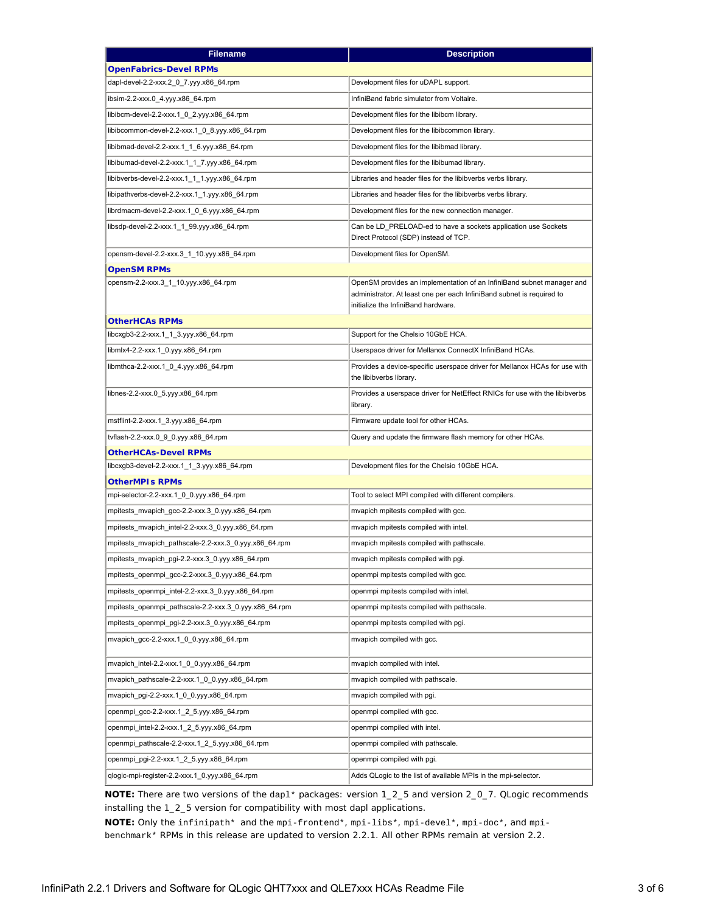| Filename | Description |
| --- | --- |
| **OpenFabrics-Devel RPMs** | |
| dapl-devel-2.2-xxx.2_0_7.yyy.x86_64.rpm | Development files for uDAPL support. |
| ibsim-2.2-xxx.0_4.yyy.x86_64.rpm | InfiniBand fabric simulator from Voltaire. |
| libibcm-devel-2.2-xxx.1_0_2.yyy.x86_64.rpm | Development files for the libibcm library. |
| libibcommon-devel-2.2-xxx.1_0_8.yyy.x86_64.rpm | Development files for the libibcommon library. |
| libibmad-devel-2.2-xxx.1_1_6.yyy.x86_64.rpm | Development files for the libibmad library. |
| libibumad-devel-2.2-xxx.1_1_7.yyy.x86_64.rpm | Development files for the libibumad library. |
| libibverbs-devel-2.2-xxx.1_1_1.yyy.x86_64.rpm | Libraries and header files for the libibverbs verbs library. |
| libipathverbs-devel-2.2-xxx.1_1.yyy.x86_64.rpm | Libraries and header files for the libibverbs verbs library. |
| librdmacm-devel-2.2-xxx.1_0_6.yyy.x86_64.rpm | Development files for the new connection manager. |
| libsdp-devel-2.2-xxx.1_1_99.yyy.x86_64.rpm | Can be LD_PRELOAD-ed to have a sockets application use Sockets Direct Protocol (SDP) instead of TCP. |
| opensm-devel-2.2-xxx.3_1_10.yyy.x86_64.rpm | Development files for OpenSM. |
| **OpenSM RPMs** | |
| opensm-2.2-xxx.3_1_10.yyy.x86_64.rpm | OpenSM provides an implementation of an InfiniBand subnet manager and administrator. At least one per each InfiniBand subnet is required to initialize the InfiniBand hardware. |
| **OtherHCAs RPMs** | |
| libcxgb3-2.2-xxx.1_1_3.yyy.x86_64.rpm | Support for the Chelsio 10GbE HCA. |
| libmlx4-2.2-xxx.1_0.yyy.x86_64.rpm | Userspace driver for Mellanox ConnectX InfiniBand HCAs. |
| libmthca-2.2-xxx.1_0_4.yyy.x86_64.rpm | Provides a device-specific userspace driver for Mellanox HCAs for use with the libibverbs library. |
| libnes-2.2-xxx.0_5.yyy.x86_64.rpm | Provides a userspace driver for NetEffect RNICs for use with the libibverbs library. |
| mstflint-2.2-xxx.1_3.yyy.x86_64.rpm | Firmware update tool for other HCAs. |
| tvflash-2.2-xxx.0_9_0.yyy.x86_64.rpm | Query and update the firmware flash memory for other HCAs. |
| **OtherHCAs-Devel RPMs** | |
| libcxgb3-devel-2.2-xxx.1_1_3.yyy.x86_64.rpm | Development files for the Chelsio 10GbE HCA. |
| **OtherMPIs RPMs** | |
| mpi-selector-2.2-xxx.1_0_0.yyy.x86_64.rpm | Tool to select MPI compiled with different compilers. |
| mpitests_mvapich_gcc-2.2-xxx.3_0.yyy.x86_64.rpm | mvapich mpitests compiled with gcc. |
| mpitests_mvapich_intel-2.2-xxx.3_0.yyy.x86_64.rpm | mvapich mpitests compiled with intel. |
| mpitests_mvapich_pathscale-2.2-xxx.3_0.yyy.x86_64.rpm | mvapich mpitests compiled with pathscale. |
| mpitests_mvapich_pgi-2.2-xxx.3_0.yyy.x86_64.rpm | mvapich mpitests compiled with pgi. |
| mpitests_openmpi_gcc-2.2-xxx.3_0.yyy.x86_64.rpm | openmpi mpitests compiled with gcc. |
| mpitests_openmpi_intel-2.2-xxx.3_0.yyy.x86_64.rpm | openmpi mpitests compiled with intel. |
| mpitests_openmpi_pathscale-2.2-xxx.3_0.yyy.x86_64.rpm | openmpi mpitests compiled with pathscale. |
| mpitests_openmpi_pgi-2.2-xxx.3_0.yyy.x86_64.rpm | openmpi mpitests compiled with pgi. |
| mvapich_gcc-2.2-xxx.1_0_0.yyy.x86_64.rpm | mvapich compiled with gcc. |
| mvapich_intel-2.2-xxx.1_0_0.yyy.x86_64.rpm | mvapich compiled with intel. |
| mvapich_pathscale-2.2-xxx.1_0_0.yyy.x86_64.rpm | mvapich compiled with pathscale. |
| mvapich_pgi-2.2-xxx.1_0_0.yyy.x86_64.rpm | mvapich compiled with pgi. |
| openmpi_gcc-2.2-xxx.1_2_5.yyy.x86_64.rpm | openmpi compiled with gcc. |
| openmpi_intel-2.2-xxx.1_2_5.yyy.x86_64.rpm | openmpi compiled with intel. |
| openmpi_pathscale-2.2-xxx.1_2_5.yyy.x86_64.rpm | openmpi compiled with pathscale. |
| openmpi_pgi-2.2-xxx.1_2_5.yyy.x86_64.rpm | openmpi compiled with pgi. |
| qlogic-mpi-register-2.2-xxx.1_0.yyy.x86_64.rpm | Adds QLogic to the list of available MPIs in the mpi-selector. |

**NOTE:** There are two versions of the `dapl*` packages: version 1_2_5 and version 2_0_7. QLogic recommends installing the 1_2_5 version for compatibility with most dapl applications.

**NOTE:** Only the `infinipath*` and the `mpi-frontend*`, `mpi-libs*`, `mpi-devel*`, `mpi-doc*`, and `mpi-benchmark*` RPMs in this release are updated to version 2.2.1. All other RPMs remain at version 2.2.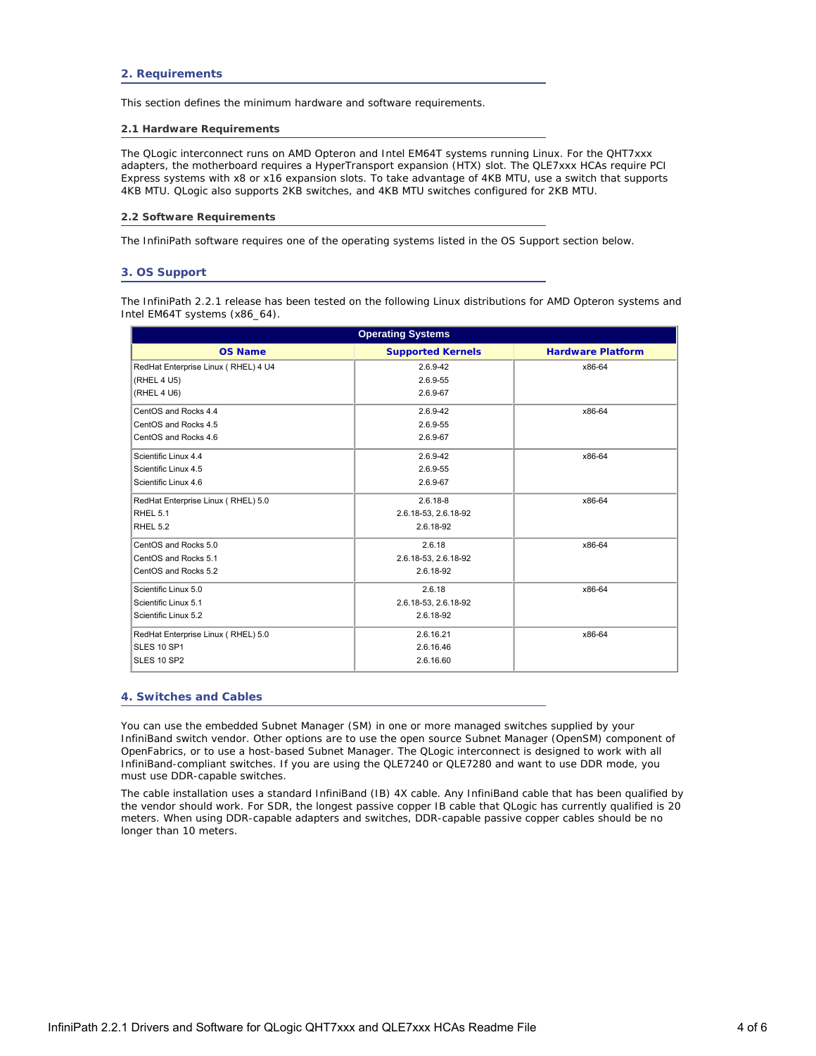## 2. Requirements

This section defines the minimum hardware and software requirements.

### 2.1 Hardware Requirements

The QLogic interconnect runs on AMD Opteron and Intel EM64T systems running Linux. For the QHT7xxx adapters, the motherboard requires a HyperTransport expansion (HTX) slot. The QLE7xxx HCAs require PCI Express systems with x8 or x16 expansion slots. To take advantage of 4KB MTU, use a switch that supports 4KB MTU. QLogic also supports 2KB switches, and 4KB MTU switches configured for 2KB MTU.

### 2.2 Software Requirements

The InfiniPath software requires one of the operating systems listed in the OS Support section below.

## 3. OS Support

The InfiniPath 2.2.1 release has been tested on the following Linux distributions for AMD Opteron systems and Intel EM64T systems (x86_64).

| Operating Systems | | |
|---|---|---|
| **OS Name** | **Supported Kernels** | **Hardware Platform** |
| RedHat Enterprise Linux ( RHEL) 4 U4<br>(RHEL 4 U5)<br>(RHEL 4 U6) | 2.6.9-42<br>2.6.9-55<br>2.6.9-67 | x86-64 |
| CentOS and Rocks 4.4<br>CentOS and Rocks 4.5<br>CentOS and Rocks 4.6 | 2.6.9-42<br>2.6.9-55<br>2.6.9-67 | x86-64 |
| Scientific Linux 4.4<br>Scientific Linux 4.5<br>Scientific Linux 4.6 | 2.6.9-42<br>2.6.9-55<br>2.6.9-67 | x86-64 |
| RedHat Enterprise Linux ( RHEL) 5.0<br>RHEL 5.1<br>RHEL 5.2 | 2.6.18-8<br>2.6.18-53, 2.6.18-92<br>2.6.18-92 | x86-64 |
| CentOS and Rocks 5.0<br>CentOS and Rocks 5.1<br>CentOS and Rocks 5.2 | 2.6.18<br>2.6.18-53, 2.6.18-92<br>2.6.18-92 | x86-64 |
| Scientific Linux 5.0<br>Scientific Linux 5.1<br>Scientific Linux 5.2 | 2.6.18<br>2.6.18-53, 2.6.18-92<br>2.6.18-92 | x86-64 |
| RedHat Enterprise Linux ( RHEL) 5.0<br>SLES 10 SP1<br>SLES 10 SP2 | 2.6.16.21<br>2.6.16.46<br>2.6.16.60 | x86-64 |

## 4. Switches and Cables

You can use the embedded Subnet Manager (SM) in one or more managed switches supplied by your InfiniBand switch vendor. Other options are to use the open source Subnet Manager (OpenSM) component of OpenFabrics, or to use a host-based Subnet Manager. The QLogic interconnect is designed to work with all InfiniBand-compliant switches. If you are using the QLE7240 or QLE7280 and want to use DDR mode, you must use DDR-capable switches.

The cable installation uses a standard InfiniBand (IB) 4X cable. Any InfiniBand cable that has been qualified by the vendor should work. For SDR, the longest passive copper IB cable that QLogic has currently qualified is 20 meters. When using DDR-capable adapters and switches, DDR-capable passive copper cables should be no longer than 10 meters.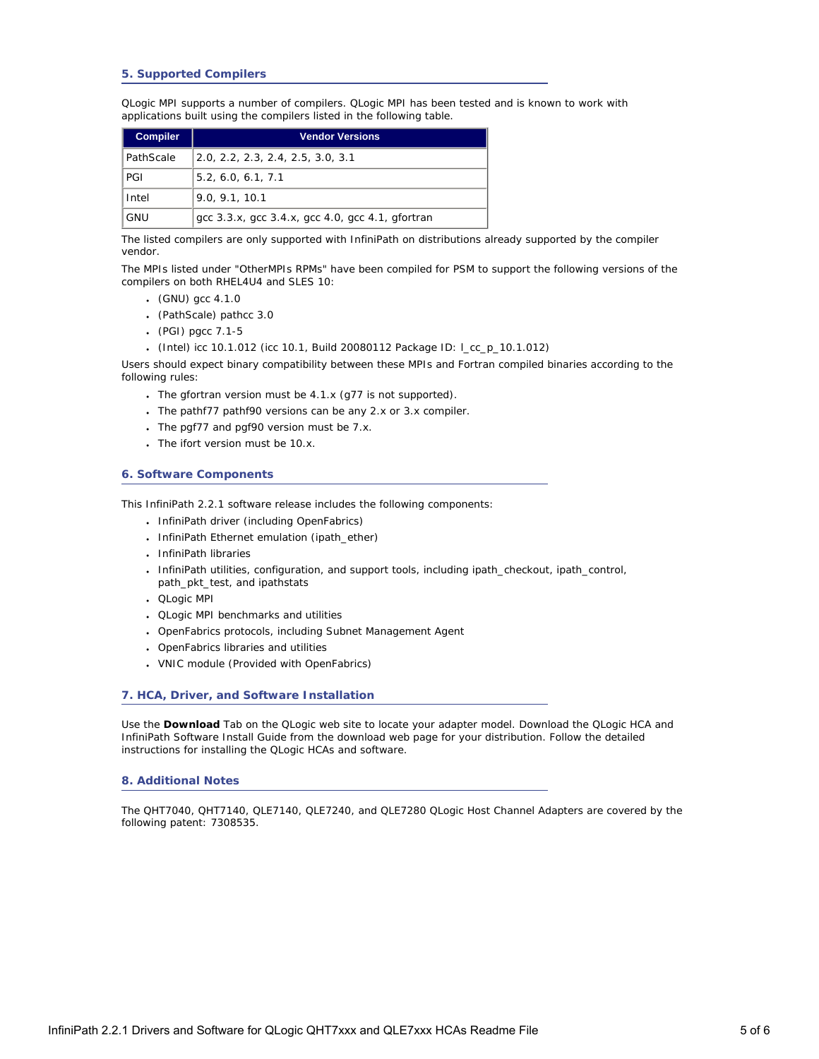## 5. Supported Compilers

QLogic MPI supports a number of compilers. QLogic MPI has been tested and is known to work with applications built using the compilers listed in the following table.

| Compiler | Vendor Versions |
|---|---|
| PathScale | 2.0, 2.2, 2.3, 2.4, 2.5, 3.0, 3.1 |
| PGI | 5.2, 6.0, 6.1, 7.1 |
| Intel | 9.0, 9.1, 10.1 |
| GNU | gcc 3.3.x, gcc 3.4.x, gcc 4.0, gcc 4.1, gfortran |

The listed compilers are only supported with InfiniPath on distributions already supported by the compiler vendor.

The MPIs listed under "OtherMPIs RPMs" have been compiled for PSM to support the following versions of the compilers on both RHEL4U4 and SLES 10:

- (GNU) gcc 4.1.0
- (PathScale) pathcc 3.0
- (PGI) pgcc 7.1-5
- (Intel) icc 10.1.012 (icc 10.1, Build 20080112 Package ID: l_cc_p_10.1.012)

Users should expect binary compatibility between these MPIs and Fortran compiled binaries according to the following rules:

- The gfortran version must be 4.1.x (g77 is not supported).
- The pathf77 pathf90 versions can be any 2.x or 3.x compiler.
- The pgf77 and pgf90 version must be 7.x.
- The ifort version must be 10.x.

## 6. Software Components

This InfiniPath 2.2.1 software release includes the following components:

- InfiniPath driver (including OpenFabrics)
- InfiniPath Ethernet emulation (ipath_ether)
- InfiniPath libraries
- InfiniPath utilities, configuration, and support tools, including ipath_checkout, ipath_control, path_pkt_test, and ipathstats
- QLogic MPI
- QLogic MPI benchmarks and utilities
- OpenFabrics protocols, including Subnet Management Agent
- OpenFabrics libraries and utilities
- VNIC module (Provided with OpenFabrics)

## 7. HCA, Driver, and Software Installation

Use the **Download** Tab on the QLogic web site to locate your adapter model. Download the QLogic HCA and InfiniPath Software Install Guide from the download web page for your distribution. Follow the detailed instructions for installing the QLogic HCAs and software.

## 8. Additional Notes

The QHT7040, QHT7140, QLE7140, QLE7240, and QLE7280 QLogic Host Channel Adapters are covered by the following patent: 7308535.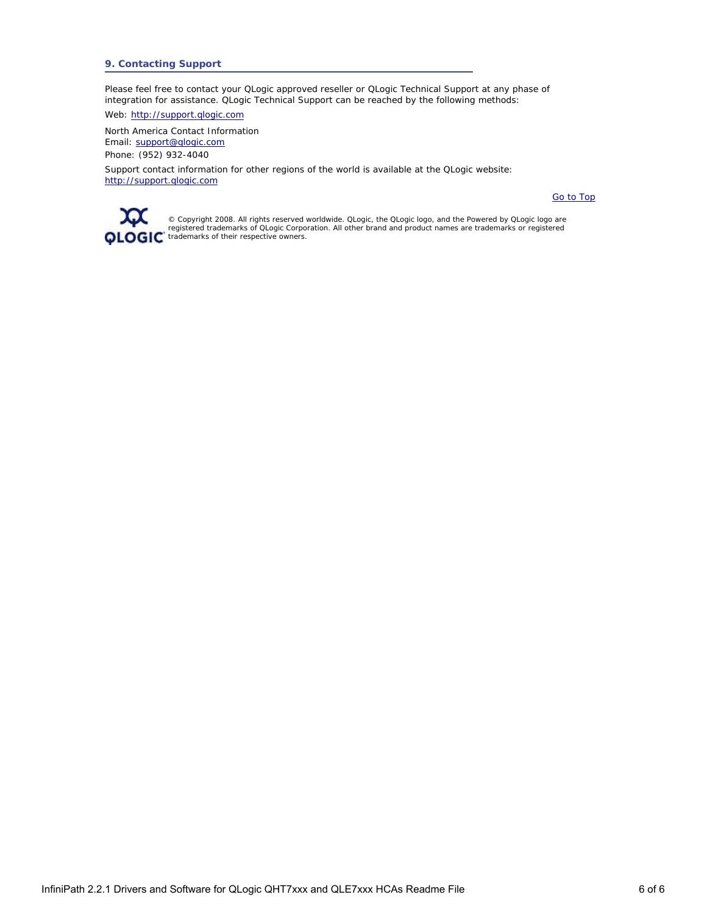## 9. Contacting Support

Please feel free to contact your QLogic approved reseller or QLogic Technical Support at any phase of integration for assistance. QLogic Technical Support can be reached by the following methods:

Web: http://support.qlogic.com

North America Contact Information
Email: support@qlogic.com
Phone: (952) 932-4040

Support contact information for other regions of the world is available at the QLogic website:
http://support.qlogic.com

Go to Top

© Copyright 2008. All rights reserved worldwide. QLogic, the QLogic logo, and the Powered by QLogic logo are registered trademarks of QLogic Corporation. All other brand and product names are trademarks or registered trademarks of their respective owners.